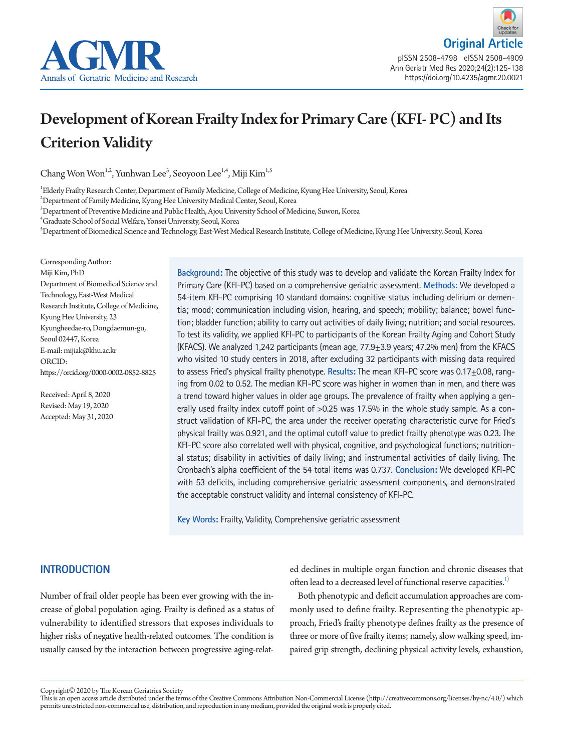Original Article

# Development of Korean Frailty Index for Primary Care (KFI- PC) and Its Criterion Validity

Chang Won Won[1,2], Yunhwan Lee[3], Seoyoon Lee[1,4], Miji Kim[1,5]

[1]Elderly Frailty Research Center, Department of Family Medicine, College of Medicine, Kyung Hee University, Seoul, Korea
[2]Department of Family Medicine, Kyung Hee University Medical Center, Seoul, Korea
[3]Department of Preventive Medicine and Public Health, Ajou University School of Medicine, Suwon, Korea
[4]Graduate School of Social Welfare, Yonsei University, Seoul, Korea
[5]Department of Biomedical Science and Technology, East-West Medical Research Institute, College of Medicine, Kyung Hee University, Seoul, Korea

Corresponding Author:
Miji Kim, PhD
Department of Biomedical Science and Technology, East-West Medical Research Institute, College of Medicine, Kyung Hee University, 23 Kyungheedae-ro, Dongdaemun-gu, Seoul 02447, Korea
E-mail: mijiak@khu.ac.kr
ORCID:
https://orcid.org/0000-0002-0852-8825

Received: April 8, 2020
Revised: May 19, 2020
Accepted: May 31, 2020

**Background:** The objective of this study was to develop and validate the Korean Frailty Index for Primary Care (KFI-PC) based on a comprehensive geriatric assessment. **Methods:** We developed a 54-item KFI-PC comprising 10 standard domains: cognitive status including delirium or dementia; mood; communication including vision, hearing, and speech; mobility; balance; bowel function; bladder function; ability to carry out activities of daily living; nutrition; and social resources. To test its validity, we applied KFI-PC to participants of the Korean Frailty Aging and Cohort Study (KFACS). We analyzed 1,242 participants (mean age, 77.9±3.9 years; 47.2% men) from the KFACS who visited 10 study centers in 2018, after excluding 32 participants with missing data required to assess Fried's physical frailty phenotype. **Results:** The mean KFI-PC score was 0.17±0.08, ranging from 0.02 to 0.52. The median KFI-PC score was higher in women than in men, and there was a trend toward higher values in older age groups. The prevalence of frailty when applying a generally used frailty index cutoff point of >0.25 was 17.5% in the whole study sample. As a construct validation of KFI-PC, the area under the receiver operating characteristic curve for Fried's physical frailty was 0.921, and the optimal cutoff value to predict frailty phenotype was 0.23. The KFI-PC score also correlated well with physical, cognitive, and psychological functions; nutritional status; disability in activities of daily living; and instrumental activities of daily living. The Cronbach's alpha coefficient of the 54 total items was 0.737. **Conclusion:** We developed KFI-PC with 53 deficits, including comprehensive geriatric assessment components, and demonstrated the acceptable construct validity and internal consistency of KFI-PC.

**Key Words:** Frailty, Validity, Comprehensive geriatric assessment

## INTRODUCTION

Number of frail older people has been ever growing with the increase of global population aging. Frailty is defined as a status of vulnerability to identified stressors that exposes individuals to higher risks of negative health-related outcomes. The condition is usually caused by the interaction between progressive aging-related declines in multiple organ function and chronic diseases that often lead to a decreased level of functional reserve capacities.[1)]

Both phenotypic and deficit accumulation approaches are commonly used to define frailty. Representing the phenotypic approach, Fried's frailty phenotype defines frailty as the presence of three or more of five frailty items; namely, slow walking speed, impaired grip strength, declining physical activity levels, exhaustion,

Copyright© 2020 by The Korean Geriatrics Society
This is an open access article distributed under the terms of the Creative Commons Attribution Non-Commercial License (http://creativecommons.org/licenses/by-nc/4.0/) which permits unrestricted non-commercial use, distribution, and reproduction in any medium, provided the original work is properly cited.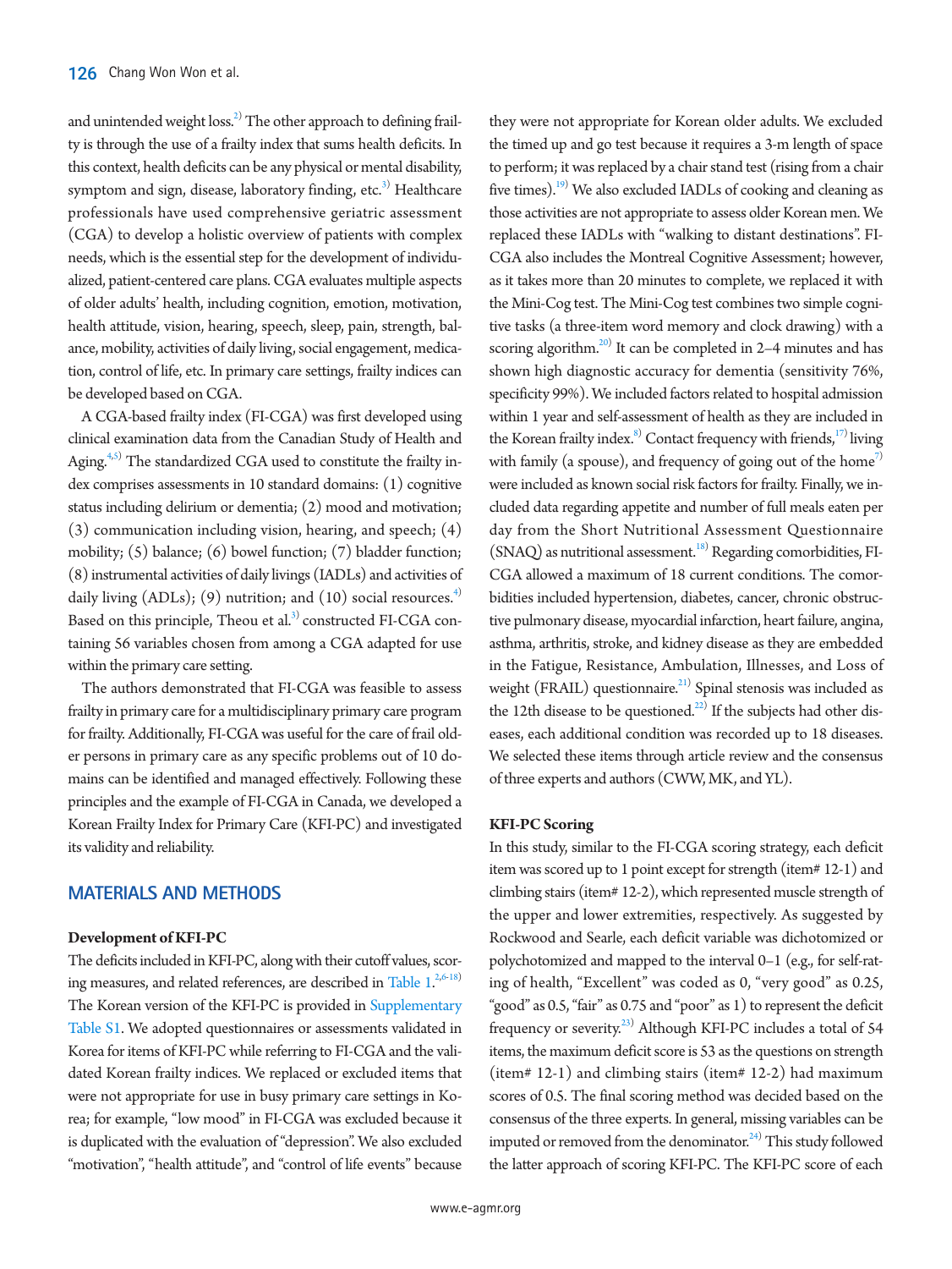and unintended weight loss.[2] The other approach to defining frailty is through the use of a frailty index that sums health deficits. In this context, health deficits can be any physical or mental disability, symptom and sign, disease, laboratory finding, etc.[3] Healthcare professionals have used comprehensive geriatric assessment (CGA) to develop a holistic overview of patients with complex needs, which is the essential step for the development of individualized, patient-centered care plans. CGA evaluates multiple aspects of older adults' health, including cognition, emotion, motivation, health attitude, vision, hearing, speech, sleep, pain, strength, balance, mobility, activities of daily living, social engagement, medication, control of life, etc. In primary care settings, frailty indices can be developed based on CGA.

A CGA-based frailty index (FI-CGA) was first developed using clinical examination data from the Canadian Study of Health and Aging.[4,5] The standardized CGA used to constitute the frailty index comprises assessments in 10 standard domains: (1) cognitive status including delirium or dementia; (2) mood and motivation; (3) communication including vision, hearing, and speech; (4) mobility; (5) balance; (6) bowel function; (7) bladder function; (8) instrumental activities of daily livings (IADLs) and activities of daily living (ADLs); (9) nutrition; and (10) social resources.[4] Based on this principle, Theou et al.[3] constructed FI-CGA containing 56 variables chosen from among a CGA adapted for use within the primary care setting.

The authors demonstrated that FI-CGA was feasible to assess frailty in primary care for a multidisciplinary primary care program for frailty. Additionally, FI-CGA was useful for the care of frail older persons in primary care as any specific problems out of 10 domains can be identified and managed effectively. Following these principles and the example of FI-CGA in Canada, we developed a Korean Frailty Index for Primary Care (KFI-PC) and investigated its validity and reliability.

## MATERIALS AND METHODS

### Development of KFI-PC

The deficits included in KFI-PC, along with their cutoff values, scoring measures, and related references, are described in Table 1.[2,6-18] The Korean version of the KFI-PC is provided in Supplementary Table S1. We adopted questionnaires or assessments validated in Korea for items of KFI-PC while referring to FI-CGA and the validated Korean frailty indices. We replaced or excluded items that were not appropriate for use in busy primary care settings in Korea; for example, "low mood" in FI-CGA was excluded because it is duplicated with the evaluation of "depression". We also excluded "motivation", "health attitude", and "control of life events" because they were not appropriate for Korean older adults. We excluded the timed up and go test because it requires a 3-m length of space to perform; it was replaced by a chair stand test (rising from a chair five times).[19] We also excluded IADLs of cooking and cleaning as those activities are not appropriate to assess older Korean men. We replaced these IADLs with "walking to distant destinations". FI-CGA also includes the Montreal Cognitive Assessment; however, as it takes more than 20 minutes to complete, we replaced it with the Mini-Cog test. The Mini-Cog test combines two simple cognitive tasks (a three-item word memory and clock drawing) with a scoring algorithm.[20] It can be completed in 2–4 minutes and has shown high diagnostic accuracy for dementia (sensitivity 76%, specificity 99%). We included factors related to hospital admission within 1 year and self-assessment of health as they are included in the Korean frailty index.[8] Contact frequency with friends,[17] living with family (a spouse), and frequency of going out of the home[7] were included as known social risk factors for frailty. Finally, we included data regarding appetite and number of full meals eaten per day from the Short Nutritional Assessment Questionnaire (SNAQ) as nutritional assessment.[18] Regarding comorbidities, FI-CGA allowed a maximum of 18 current conditions. The comorbidities included hypertension, diabetes, cancer, chronic obstructive pulmonary disease, myocardial infarction, heart failure, angina, asthma, arthritis, stroke, and kidney disease as they are embedded in the Fatigue, Resistance, Ambulation, Illnesses, and Loss of weight (FRAIL) questionnaire.[21] Spinal stenosis was included as the 12th disease to be questioned.[22] If the subjects had other diseases, each additional condition was recorded up to 18 diseases. We selected these items through article review and the consensus of three experts and authors (CWW, MK, and YL).

### KFI-PC Scoring

In this study, similar to the FI-CGA scoring strategy, each deficit item was scored up to 1 point except for strength (item# 12-1) and climbing stairs (item# 12-2), which represented muscle strength of the upper and lower extremities, respectively. As suggested by Rockwood and Searle, each deficit variable was dichotomized or polychotomized and mapped to the interval 0–1 (e.g., for self-rating of health, "Excellent" was coded as 0, "very good" as 0.25, "good" as 0.5, "fair" as 0.75 and "poor" as 1) to represent the deficit frequency or severity.[23] Although KFI-PC includes a total of 54 items, the maximum deficit score is 53 as the questions on strength (item# 12-1) and climbing stairs (item# 12-2) had maximum scores of 0.5. The final scoring method was decided based on the consensus of the three experts. In general, missing variables can be imputed or removed from the denominator.[24] This study followed the latter approach of scoring KFI-PC. The KFI-PC score of each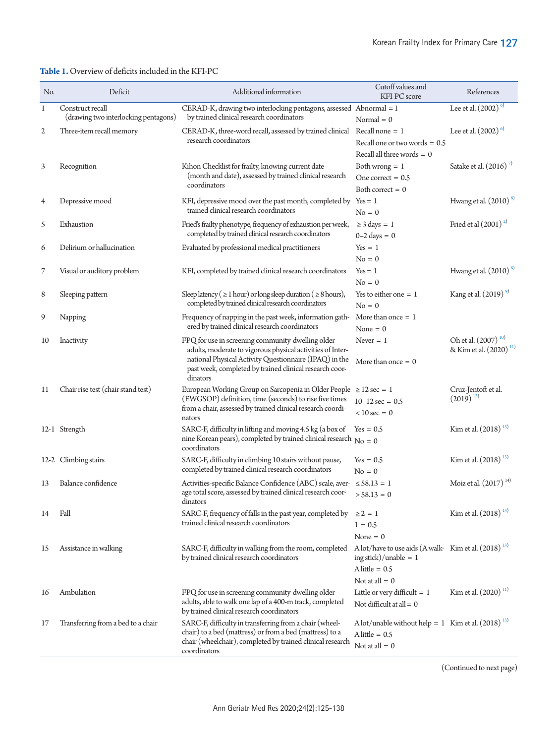**Table 1.** Overview of deficits included in the KFI-PC

| No. | Deficit | Additional information | Cutoff values and KFI-PC score | References |
|---|---|---|---|---|
| 1 | Construct recall (drawing two interlocking pentagons) | CERAD-K, drawing two interlocking pentagons, assessed by trained clinical research coordinators | Abnormal = 1<br>Normal = 0 | Lee et al. (2002) [6] |
| 2 | Three-item recall memory | CERAD-K, three-word recall, assessed by trained clinical research coordinators | Recall none = 1<br>Recall one or two words = 0.5<br>Recall all three words = 0 | Lee et al. (2002) [6] |
| 3 | Recognition | Kihon Checklist for frailty, knowing current date (month and date), assessed by trained clinical research coordinators | Both wrong = 1<br>One correct = 0.5<br>Both correct = 0 | Satake et al. (2016) [7] |
| 4 | Depressive mood | KFI, depressive mood over the past month, completed by trained clinical research coordinators | Yes = 1<br>No = 0 | Hwang et al. (2010) [8] |
| 5 | Exhaustion | Fried's frailty phenotype, frequency of exhaustion per week, completed by trained clinical research coordinators | ≥ 3 days = 1<br>0–2 days = 0 | Fried et al (2001) [2] |
| 6 | Delirium or hallucination | Evaluated by professional medical practitioners | Yes = 1<br>No = 0 | |
| 7 | Visual or auditory problem | KFI, completed by trained clinical research coordinators | Yes = 1<br>No = 0 | Hwang et al. (2010) [8] |
| 8 | Sleeping pattern | Sleep latency (≥ 1 hour) or long sleep duration (≥ 8 hours), completed by trained clinical research coordinators | Yes to either one = 1<br>No = 0 | Kang et al. (2019) [9] |
| 9 | Napping | Frequency of napping in the past week, information gathered by trained clinical research coordinators | More than once = 1<br>None = 0 | |
| 10 | Inactivity | FPQ for use in screening community-dwelling older adults, moderate to vigorous physical activities of International Physical Activity Questionnaire (IPAQ) in the past week, completed by trained clinical research coordinators | Never = 1<br>More than once = 0 | Oh et al. (2007) [10] & Kim et al. (2020) [11] |
| 11 | Chair rise test (chair stand test) | European Working Group on Sarcopenia in Older People (EWGSOP) definition, time (seconds) to rise five times from a chair, assessed by trained clinical research coordinators | ≥ 12 sec = 1<br>10–12 sec = 0.5<br>< 10 sec = 0 | Cruz-Jentoft et al. (2019) [12] |
| 12-1 | Strength | SARC-F, difficulty in lifting and moving 4.5 kg (a box of nine Korean pears), completed by trained clinical research coordinators | Yes = 0.5<br>No = 0 | Kim et al. (2018) [13] |
| 12-2 | Climbing stairs | SARC-F, difficulty in climbing 10 stairs without pause, completed by trained clinical research coordinators | Yes = 0.5<br>No = 0 | Kim et al. (2018) [13] |
| 13 | Balance confidence | Activities-specific Balance Confidence (ABC) scale, average total score, assessed by trained clinical research coordinators | ≤ 58.13 = 1<br>> 58.13 = 0 | Moiz et al. (2017) [14] |
| 14 | Fall | SARC-F, frequency of falls in the past year, completed by trained clinical research coordinators | ≥ 2 = 1<br>1 = 0.5<br>None = 0 | Kim et al. (2018) [13] |
| 15 | Assistance in walking | SARC-F, difficulty in walking from the room, completed by trained clinical research coordinators | A lot/have to use aids (A walking stick)/unable = 1<br>A little = 0.5<br>Not at all = 0 | Kim et al. (2018) [13] |
| 16 | Ambulation | FPQ for use in screening community-dwelling older adults, able to walk one lap of a 400-m track, completed by trained clinical research coordinators | Little or very difficult = 1<br>Not difficult at all = 0 | Kim et al. (2020) [11] |
| 17 | Transferring from a bed to a chair | SARC-F, difficulty in transferring from a chair (wheelchair) to a bed (mattress) or from a bed (mattress) to a chair (wheelchair), completed by trained clinical research coordinators | A lot/unable without help = 1<br>A little = 0.5<br>Not at all = 0 | Kim et al. (2018) [13] |

(Continued to next page)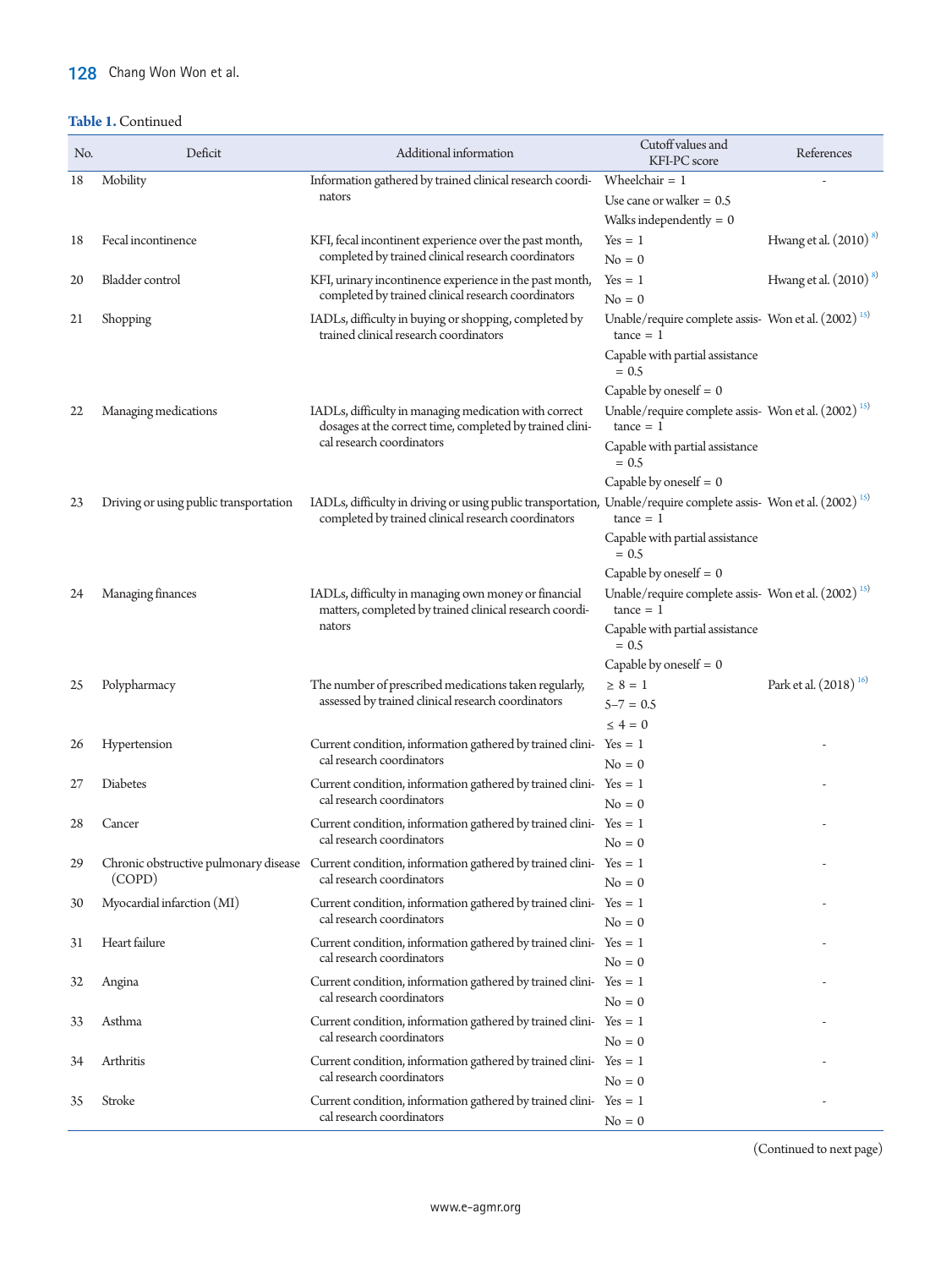**Table 1.** Continued

| No. | Deficit | Additional information | Cutoff values and KFI-PC score | References |
|---|---|---|---|---|
| 18 | Mobility | Information gathered by trained clinical research coordinators | Wheelchair = 1<br>Use cane or walker = 0.5<br>Walks independently = 0 | - |
| 18 | Fecal incontinence | KFI, fecal incontinent experience over the past month, completed by trained clinical research coordinators | Yes = 1<br>No = 0 | Hwang et al. (2010) [8] |
| 20 | Bladder control | KFI, urinary incontinence experience in the past month, completed by trained clinical research coordinators | Yes = 1<br>No = 0 | Hwang et al. (2010) [8] |
| 21 | Shopping | IADLs, difficulty in buying or shopping, completed by trained clinical research coordinators | Unable/require complete assistance = 1<br>Capable with partial assistance = 0.5<br>Capable by oneself = 0 | Won et al. (2002) [15] |
| 22 | Managing medications | IADLs, difficulty in managing medication with correct dosages at the correct time, completed by trained clinical research coordinators | Unable/require complete assistance = 1<br>Capable with partial assistance = 0.5<br>Capable by oneself = 0 | Won et al. (2002) [15] |
| 23 | Driving or using public transportation | IADLs, difficulty in driving or using public transportation, completed by trained clinical research coordinators | Unable/require complete assistance = 1<br>Capable with partial assistance = 0.5<br>Capable by oneself = 0 | Won et al. (2002) [15] |
| 24 | Managing finances | IADLs, difficulty in managing own money or financial matters, completed by trained clinical research coordinators | Unable/require complete assistance = 1<br>Capable with partial assistance = 0.5<br>Capable by oneself = 0 | Won et al. (2002) [15] |
| 25 | Polypharmacy | The number of prescribed medications taken regularly, assessed by trained clinical research coordinators | $\geq$ 8 = 1<br>5–7 = 0.5<br>$\leq$ 4 = 0 | Park et al. (2018) [16] |
| 26 | Hypertension | Current condition, information gathered by trained clinical research coordinators | Yes = 1<br>No = 0 | - |
| 27 | Diabetes | Current condition, information gathered by trained clinical research coordinators | Yes = 1<br>No = 0 | - |
| 28 | Cancer | Current condition, information gathered by trained clinical research coordinators | Yes = 1<br>No = 0 | - |
| 29 | Chronic obstructive pulmonary disease (COPD) | Current condition, information gathered by trained clinical research coordinators | Yes = 1<br>No = 0 | - |
| 30 | Myocardial infarction (MI) | Current condition, information gathered by trained clinical research coordinators | Yes = 1<br>No = 0 | - |
| 31 | Heart failure | Current condition, information gathered by trained clinical research coordinators | Yes = 1<br>No = 0 | - |
| 32 | Angina | Current condition, information gathered by trained clinical research coordinators | Yes = 1<br>No = 0 | - |
| 33 | Asthma | Current condition, information gathered by trained clinical research coordinators | Yes = 1<br>No = 0 | - |
| 34 | Arthritis | Current condition, information gathered by trained clinical research coordinators | Yes = 1<br>No = 0 | - |
| 35 | Stroke | Current condition, information gathered by trained clinical research coordinators | Yes = 1<br>No = 0 | - |

(Continued to next page)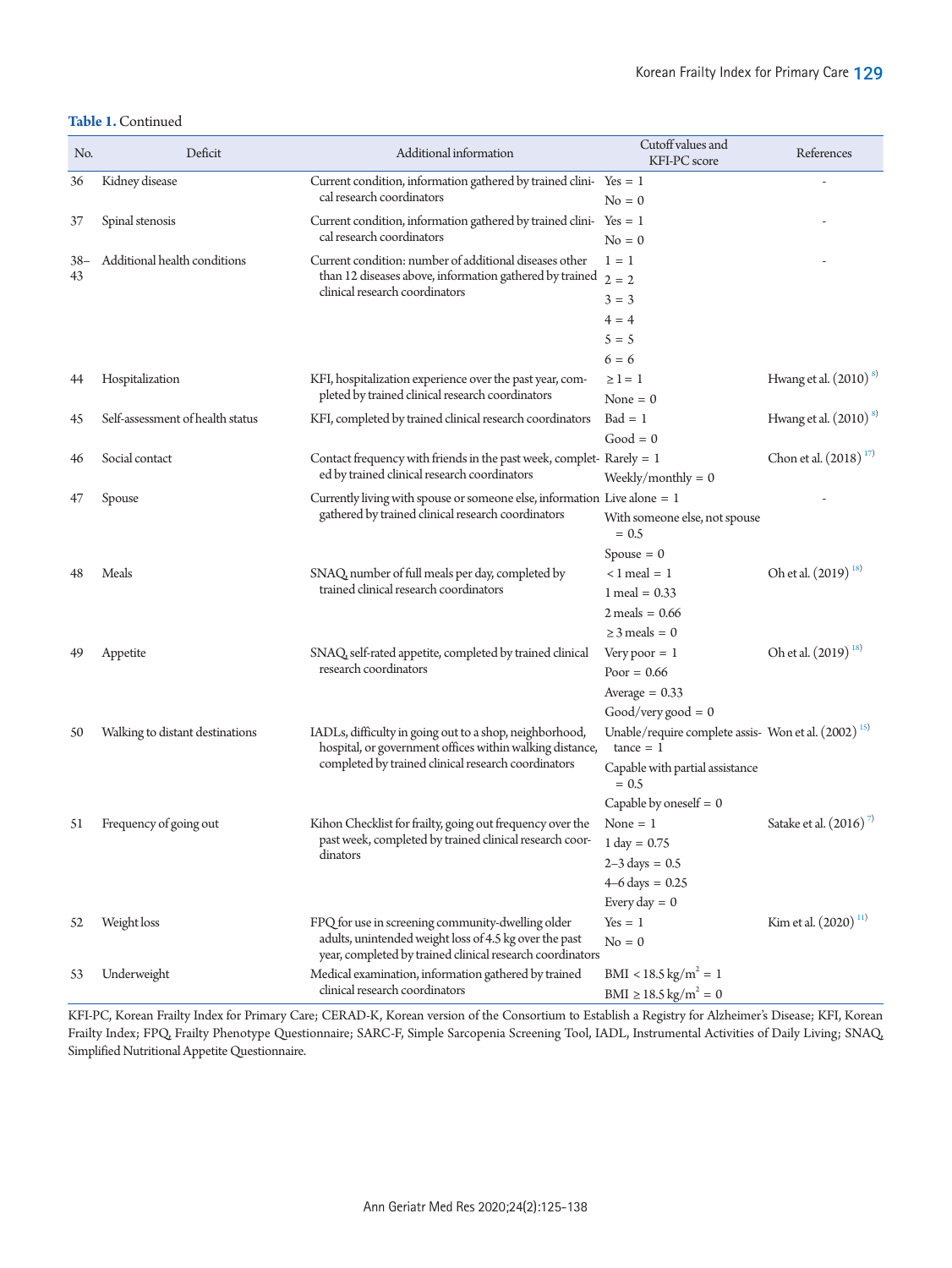**Table 1.** Continued

| No. | Deficit | Additional information | Cutoff values and KFI-PC score | References |
|---|---|---|---|---|
| 36 | Kidney disease | Current condition, information gathered by trained clinical research coordinators | Yes = 1<br>No = 0 | - |
| 37 | Spinal stenosis | Current condition, information gathered by trained clinical research coordinators | Yes = 1<br>No = 0 | - |
| 38–43 | Additional health conditions | Current condition: number of additional diseases other than 12 diseases above, information gathered by trained clinical research coordinators | 1 = 1<br>2 = 2<br>3 = 3<br>4 = 4<br>5 = 5<br>6 = 6 | - |
| 44 | Hospitalization | KFI, hospitalization experience over the past year, completed by trained clinical research coordinators | ≥ 1 = 1<br>None = 0 | Hwang et al. (2010) [8] |
| 45 | Self-assessment of health status | KFI, completed by trained clinical research coordinators | Bad = 1<br>Good = 0 | Hwang et al. (2010) [8] |
| 46 | Social contact | Contact frequency with friends in the past week, completed by trained clinical research coordinators | Rarely = 1<br>Weekly/monthly = 0 | Chon et al. (2018) [17] |
| 47 | Spouse | Currently living with spouse or someone else, information gathered by trained clinical research coordinators | Live alone = 1<br>With someone else, not spouse = 0.5<br>Spouse = 0 | - |
| 48 | Meals | SNAQ, number of full meals per day, completed by trained clinical research coordinators | < 1 meal = 1<br>1 meal = 0.33<br>2 meals = 0.66<br>≥ 3 meals = 0 | Oh et al. (2019) [18] |
| 49 | Appetite | SNAQ, self-rated appetite, completed by trained clinical research coordinators | Very poor = 1<br>Poor = 0.66<br>Average = 0.33<br>Good/very good = 0 | Oh et al. (2019) [18] |
| 50 | Walking to distant destinations | IADLs, difficulty in going out to a shop, neighborhood, hospital, or government offices within walking distance, completed by trained clinical research coordinators | Unable/require complete assistance = 1<br>Capable with partial assistance = 0.5<br>Capable by oneself = 0 | Won et al. (2002) [15] |
| 51 | Frequency of going out | Kihon Checklist for frailty, going out frequency over the past week, completed by trained clinical research coordinators | None = 1<br>1 day = 0.75<br>2–3 days = 0.5<br>4–6 days = 0.25<br>Every day = 0 | Satake et al. (2016) [7] |
| 52 | Weight loss | FPQ for use in screening community-dwelling older adults, unintended weight loss of 4.5 kg over the past year, completed by trained clinical research coordinators | Yes = 1<br>No = 0 | Kim et al. (2020) [11] |
| 53 | Underweight | Medical examination, information gathered by trained clinical research coordinators | BMI < 18.5 kg/m² = 1<br>BMI ≥ 18.5 kg/m² = 0 | |

KFI-PC, Korean Frailty Index for Primary Care; CERAD-K, Korean version of the Consortium to Establish a Registry for Alzheimer's Disease; KFI, Korean Frailty Index; FPQ, Frailty Phenotype Questionnaire; SARC-F, Simple Sarcopenia Screening Tool, IADL, Instrumental Activities of Daily Living; SNAQ, Simplified Nutritional Appetite Questionnaire.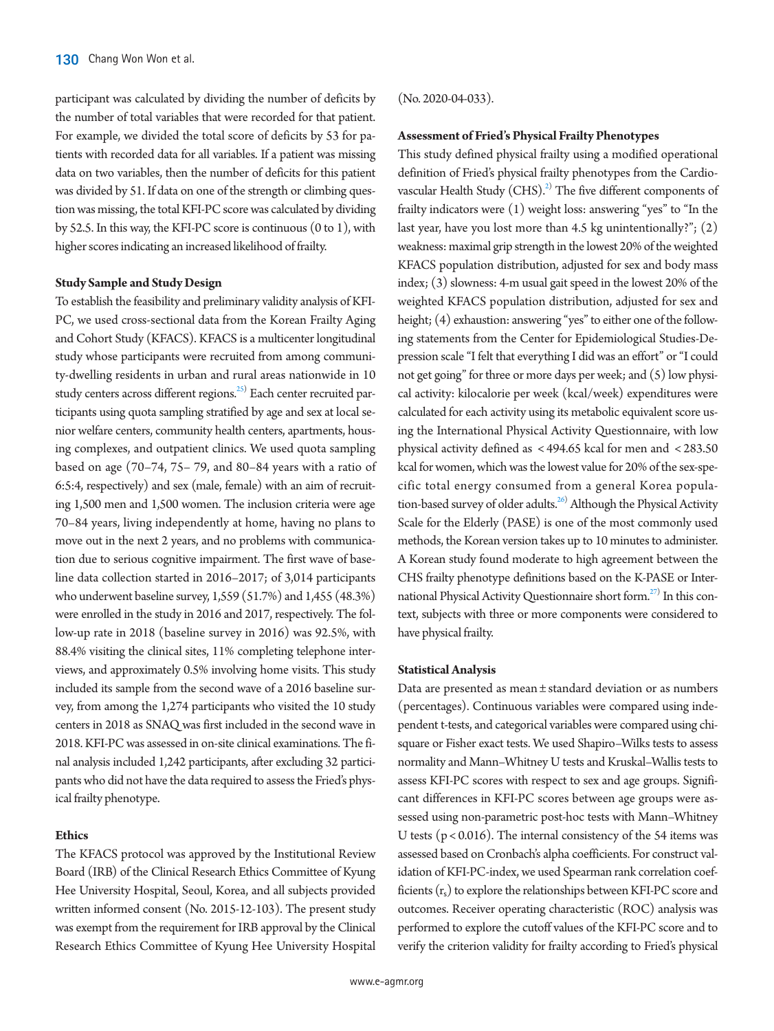participant was calculated by dividing the number of deficits by the number of total variables that were recorded for that patient. For example, we divided the total score of deficits by 53 for patients with recorded data for all variables. If a patient was missing data on two variables, then the number of deficits for this patient was divided by 51. If data on one of the strength or climbing question was missing, the total KFI-PC score was calculated by dividing by 52.5. In this way, the KFI-PC score is continuous (0 to 1), with higher scores indicating an increased likelihood of frailty.

### Study Sample and Study Design

To establish the feasibility and preliminary validity analysis of KFI-PC, we used cross-sectional data from the Korean Frailty Aging and Cohort Study (KFACS). KFACS is a multicenter longitudinal study whose participants were recruited from among community-dwelling residents in urban and rural areas nationwide in 10 study centers across different regions.[25] Each center recruited participants using quota sampling stratified by age and sex at local senior welfare centers, community health centers, apartments, housing complexes, and outpatient clinics. We used quota sampling based on age (70–74, 75– 79, and 80–84 years with a ratio of 6:5:4, respectively) and sex (male, female) with an aim of recruiting 1,500 men and 1,500 women. The inclusion criteria were age 70–84 years, living independently at home, having no plans to move out in the next 2 years, and no problems with communication due to serious cognitive impairment. The first wave of baseline data collection started in 2016–2017; of 3,014 participants who underwent baseline survey, 1,559 (51.7%) and 1,455 (48.3%) were enrolled in the study in 2016 and 2017, respectively. The follow-up rate in 2018 (baseline survey in 2016) was 92.5%, with 88.4% visiting the clinical sites, 11% completing telephone interviews, and approximately 0.5% involving home visits. This study included its sample from the second wave of a 2016 baseline survey, from among the 1,274 participants who visited the 10 study centers in 2018 as SNAQ was first included in the second wave in 2018. KFI-PC was assessed in on-site clinical examinations. The final analysis included 1,242 participants, after excluding 32 participants who did not have the data required to assess the Fried's physical frailty phenotype.

### Ethics

The KFACS protocol was approved by the Institutional Review Board (IRB) of the Clinical Research Ethics Committee of Kyung Hee University Hospital, Seoul, Korea, and all subjects provided written informed consent (No. 2015-12-103). The present study was exempt from the requirement for IRB approval by the Clinical Research Ethics Committee of Kyung Hee University Hospital (No. 2020-04-033).

### Assessment of Fried's Physical Frailty Phenotypes

This study defined physical frailty using a modified operational definition of Fried's physical frailty phenotypes from the Cardiovascular Health Study (CHS).[2] The five different components of frailty indicators were (1) weight loss: answering "yes" to "In the last year, have you lost more than 4.5 kg unintentionally?"; (2) weakness: maximal grip strength in the lowest 20% of the weighted KFACS population distribution, adjusted for sex and body mass index; (3) slowness: 4-m usual gait speed in the lowest 20% of the weighted KFACS population distribution, adjusted for sex and height; (4) exhaustion: answering "yes" to either one of the following statements from the Center for Epidemiological Studies-Depression scale "I felt that everything I did was an effort" or "I could not get going" for three or more days per week; and (5) low physical activity: kilocalorie per week (kcal/week) expenditures were calculated for each activity using its metabolic equivalent score using the International Physical Activity Questionnaire, with low physical activity defined as $<494.65$ kcal for men and $<283.50$ kcal for women, which was the lowest value for 20% of the sex-specific total energy consumed from a general Korea population-based survey of older adults.[26] Although the Physical Activity Scale for the Elderly (PASE) is one of the most commonly used methods, the Korean version takes up to 10 minutes to administer. A Korean study found moderate to high agreement between the CHS frailty phenotype definitions based on the K-PASE or International Physical Activity Questionnaire short form.[27] In this context, subjects with three or more components were considered to have physical frailty.

### Statistical Analysis

Data are presented as mean ± standard deviation or as numbers (percentages). Continuous variables were compared using independent t-tests, and categorical variables were compared using chi-square or Fisher exact tests. We used Shapiro–Wilks tests to assess normality and Mann–Whitney U tests and Kruskal–Wallis tests to assess KFI-PC scores with respect to sex and age groups. Significant differences in KFI-PC scores between age groups were assessed using non-parametric post-hoc tests with Mann–Whitney U tests ($p<0.016$). The internal consistency of the 54 items was assessed based on Cronbach's alpha coefficients. For construct validation of KFI-PC-index, we used Spearman rank correlation coefficients ($r_s$) to explore the relationships between KFI-PC score and outcomes. Receiver operating characteristic (ROC) analysis was performed to explore the cutoff values of the KFI-PC score and to verify the criterion validity for frailty according to Fried's physical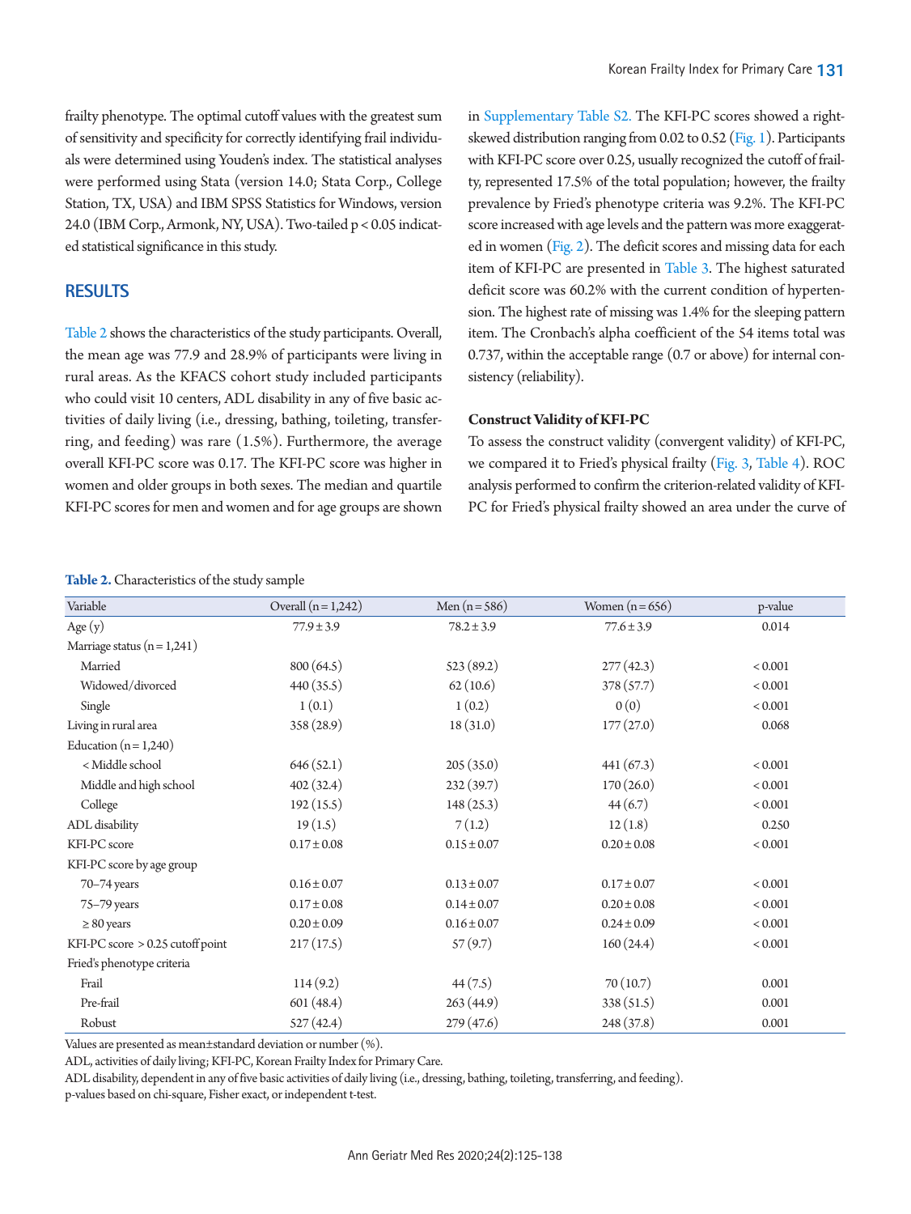frailty phenotype. The optimal cutoff values with the greatest sum of sensitivity and specificity for correctly identifying frail individuals were determined using Youden's index. The statistical analyses were performed using Stata (version 14.0; Stata Corp., College Station, TX, USA) and IBM SPSS Statistics for Windows, version 24.0 (IBM Corp., Armonk, NY, USA). Two-tailed $p < 0.05$ indicated statistical significance in this study.

## RESULTS

Table 2 shows the characteristics of the study participants. Overall, the mean age was 77.9 and 28.9% of participants were living in rural areas. As the KFACS cohort study included participants who could visit 10 centers, ADL disability in any of five basic activities of daily living (i.e., dressing, bathing, toileting, transferring, and feeding) was rare (1.5%). Furthermore, the average overall KFI-PC score was 0.17. The KFI-PC score was higher in women and older groups in both sexes. The median and quartile KFI-PC scores for men and women and for age groups are shown in Supplementary Table S2. The KFI-PC scores showed a right-skewed distribution ranging from 0.02 to 0.52 (Fig. 1). Participants with KFI-PC score over 0.25, usually recognized the cutoff of frailty, represented 17.5% of the total population; however, the frailty prevalence by Fried's phenotype criteria was 9.2%. The KFI-PC score increased with age levels and the pattern was more exaggerated in women (Fig. 2). The deficit scores and missing data for each item of KFI-PC are presented in Table 3. The highest saturated deficit score was 60.2% with the current condition of hypertension. The highest rate of missing was 1.4% for the sleeping pattern item. The Cronbach's alpha coefficient of the 54 items total was 0.737, within the acceptable range (0.7 or above) for internal consistency (reliability).

### Construct Validity of KFI-PC

To assess the construct validity (convergent validity) of KFI-PC, we compared it to Fried's physical frailty (Fig. 3, Table 4). ROC analysis performed to confirm the criterion-related validity of KFI-PC for Fried's physical frailty showed an area under the curve of

**Table 2.** Characteristics of the study sample

| Variable | Overall (n = 1,242) | Men (n = 586) | Women (n = 656) | p-value |
|---|---|---|---|---|
| Age (y) | 77.9 ± 3.9 | 78.2 ± 3.9 | 77.6 ± 3.9 | 0.014 |
| Marriage status (n = 1,241) | | | | |
| Married | 800 (64.5) | 523 (89.2) | 277 (42.3) | < 0.001 |
| Widowed/divorced | 440 (35.5) | 62 (10.6) | 378 (57.7) | < 0.001 |
| Single | 1 (0.1) | 1 (0.2) | 0 (0) | < 0.001 |
| Living in rural area | 358 (28.9) | 18 (31.0) | 177 (27.0) | 0.068 |
| Education (n = 1,240) | | | | |
| < Middle school | 646 (52.1) | 205 (35.0) | 441 (67.3) | < 0.001 |
| Middle and high school | 402 (32.4) | 232 (39.7) | 170 (26.0) | < 0.001 |
| College | 192 (15.5) | 148 (25.3) | 44 (6.7) | < 0.001 |
| ADL disability | 19 (1.5) | 7 (1.2) | 12 (1.8) | 0.250 |
| KFI-PC score | 0.17 ± 0.08 | 0.15 ± 0.07 | 0.20 ± 0.08 | < 0.001 |
| KFI-PC score by age group | | | | |
| 70–74 years | 0.16 ± 0.07 | 0.13 ± 0.07 | 0.17 ± 0.07 | < 0.001 |
| 75–79 years | 0.17 ± 0.08 | 0.14 ± 0.07 | 0.20 ± 0.08 | < 0.001 |
| ≥ 80 years | 0.20 ± 0.09 | 0.16 ± 0.07 | 0.24 ± 0.09 | < 0.001 |
| KFI-PC score > 0.25 cutoff point | 217 (17.5) | 57 (9.7) | 160 (24.4) | < 0.001 |
| Fried's phenotype criteria | | | | |
| Frail | 114 (9.2) | 44 (7.5) | 70 (10.7) | 0.001 |
| Pre-frail | 601 (48.4) | 263 (44.9) | 338 (51.5) | 0.001 |
| Robust | 527 (42.4) | 279 (47.6) | 248 (37.8) | 0.001 |

Values are presented as mean±standard deviation or number (%).

ADL, activities of daily living; KFI-PC, Korean Frailty Index for Primary Care.

ADL disability, dependent in any of five basic activities of daily living (i.e., dressing, bathing, toileting, transferring, and feeding).

p-values based on chi-square, Fisher exact, or independent t-test.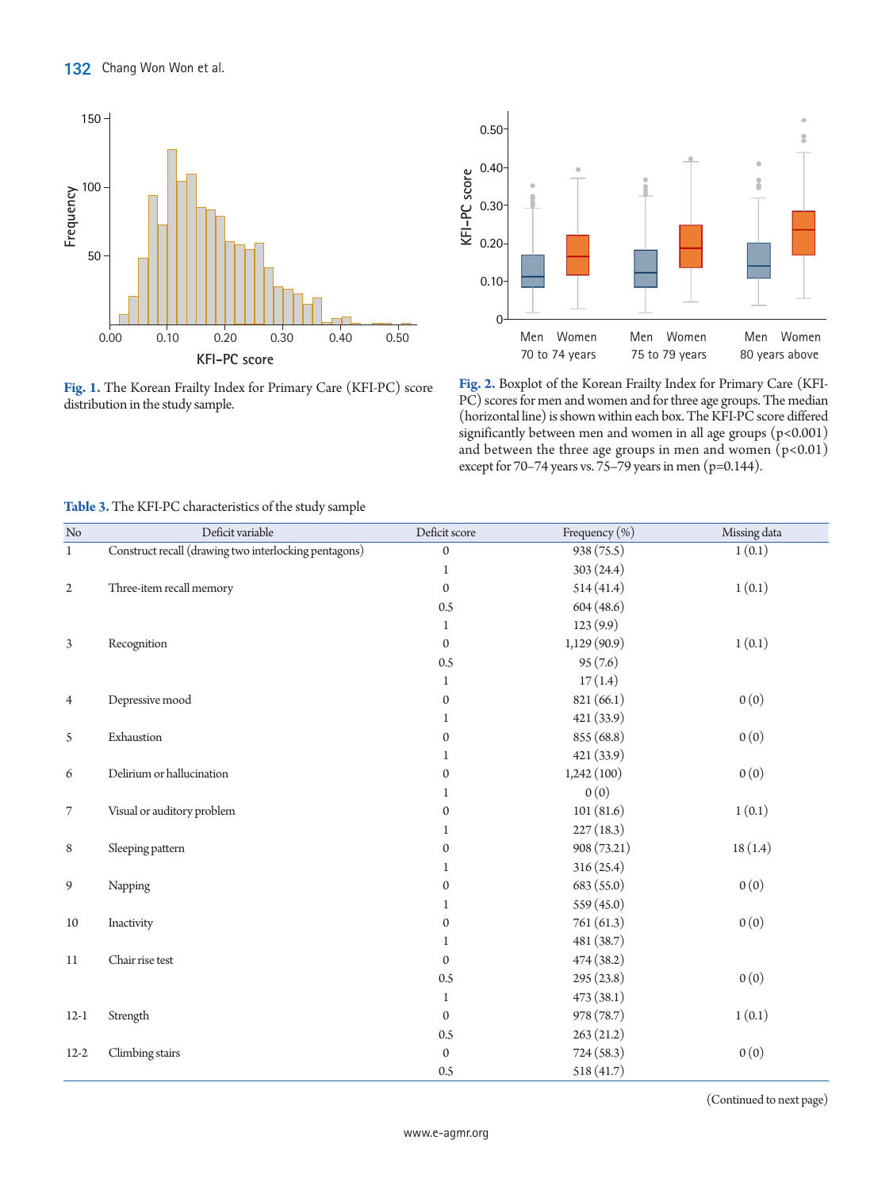**Fig. 1.** The Korean Frailty Index for Primary Care (KFI-PC) score distribution in the study sample.

**Fig. 2.** Boxplot of the Korean Frailty Index for Primary Care (KFI-PC) scores for men and women and for three age groups. The median (horizontal line) is shown within each box. The KFI-PC score differed significantly between men and women in all age groups (p<0.001) and between the three age groups in men and women (p<0.01) except for 70–74 years vs. 75–79 years in men (p=0.144).

**Table 3.** The KFI-PC characteristics of the study sample

| No | Deficit variable | Deficit score | Frequency (%) | Missing data |
|---|---|---|---|---|
| 1 | Construct recall (drawing two interlocking pentagons) | 0 | 938 (75.5) | 1 (0.1) |
| | | 1 | 303 (24.4) | |
| 2 | Three-item recall memory | 0 | 514 (41.4) | 1 (0.1) |
| | | 0.5 | 604 (48.6) | |
| | | 1 | 123 (9.9) | |
| 3 | Recognition | 0 | 1,129 (90.9) | 1 (0.1) |
| | | 0.5 | 95 (7.6) | |
| | | 1 | 17 (1.4) | |
| 4 | Depressive mood | 0 | 821 (66.1) | 0 (0) |
| | | 1 | 421 (33.9) | |
| 5 | Exhaustion | 0 | 855 (68.8) | 0 (0) |
| | | 1 | 421 (33.9) | |
| 6 | Delirium or hallucination | 0 | 1,242 (100) | 0 (0) |
| | | 1 | 0 (0) | |
| 7 | Visual or auditory problem | 0 | 101 (81.6) | 1 (0.1) |
| | | 1 | 227 (18.3) | |
| 8 | Sleeping pattern | 0 | 908 (73.21) | 18 (1.4) |
| | | 1 | 316 (25.4) | |
| 9 | Napping | 0 | 683 (55.0) | 0 (0) |
| | | 1 | 559 (45.0) | |
| 10 | Inactivity | 0 | 761 (61.3) | 0 (0) |
| | | 1 | 481 (38.7) | |
| 11 | Chair rise test | 0 | 474 (38.2) | |
| | | 0.5 | 295 (23.8) | 0 (0) |
| | | 1 | 473 (38.1) | |
| 12-1 | Strength | 0 | 978 (78.7) | 1 (0.1) |
| | | 0.5 | 263 (21.2) | |
| 12-2 | Climbing stairs | 0 | 724 (58.3) | 0 (0) |
| | | 0.5 | 518 (41.7) | |

(Continued to next page)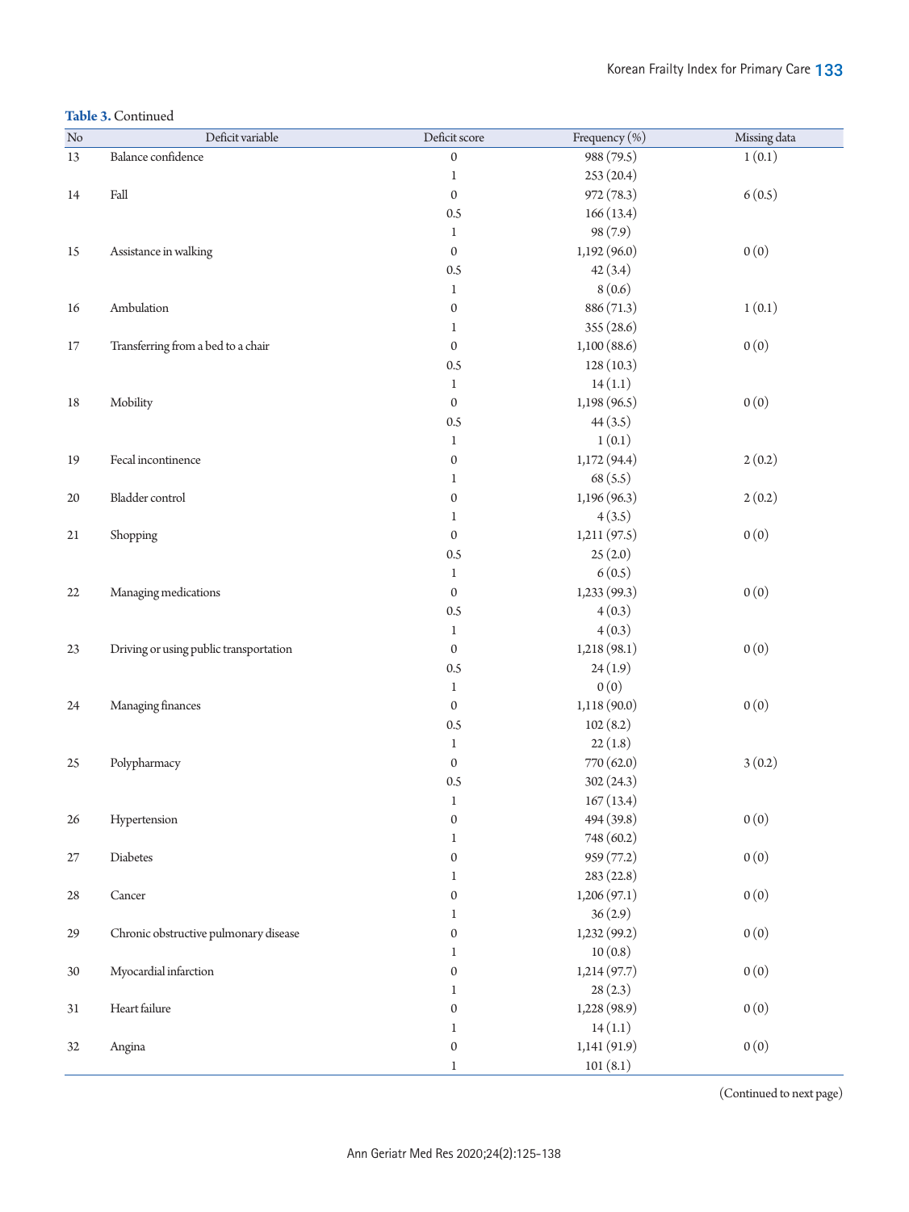**Table 3.** Continued

| No | Deficit variable | Deficit score | Frequency (%) | Missing data |
|---|---|---|---|---|
| 13 | Balance confidence | 0 | 988 (79.5) | 1 (0.1) |
| | | 1 | 253 (20.4) | |
| 14 | Fall | 0 | 972 (78.3) | 6 (0.5) |
| | | 0.5 | 166 (13.4) | |
| | | 1 | 98 (7.9) | |
| 15 | Assistance in walking | 0 | 1,192 (96.0) | 0 (0) |
| | | 0.5 | 42 (3.4) | |
| | | 1 | 8 (0.6) | |
| 16 | Ambulation | 0 | 886 (71.3) | 1 (0.1) |
| | | 1 | 355 (28.6) | |
| 17 | Transferring from a bed to a chair | 0 | 1,100 (88.6) | 0 (0) |
| | | 0.5 | 128 (10.3) | |
| | | 1 | 14 (1.1) | |
| 18 | Mobility | 0 | 1,198 (96.5) | 0 (0) |
| | | 0.5 | 44 (3.5) | |
| | | 1 | 1 (0.1) | |
| 19 | Fecal incontinence | 0 | 1,172 (94.4) | 2 (0.2) |
| | | 1 | 68 (5.5) | |
| 20 | Bladder control | 0 | 1,196 (96.3) | 2 (0.2) |
| | | 1 | 4 (3.5) | |
| 21 | Shopping | 0 | 1,211 (97.5) | 0 (0) |
| | | 0.5 | 25 (2.0) | |
| | | 1 | 6 (0.5) | |
| 22 | Managing medications | 0 | 1,233 (99.3) | 0 (0) |
| | | 0.5 | 4 (0.3) | |
| | | 1 | 4 (0.3) | |
| 23 | Driving or using public transportation | 0 | 1,218 (98.1) | 0 (0) |
| | | 0.5 | 24 (1.9) | |
| | | 1 | 0 (0) | |
| 24 | Managing finances | 0 | 1,118 (90.0) | 0 (0) |
| | | 0.5 | 102 (8.2) | |
| | | 1 | 22 (1.8) | |
| 25 | Polypharmacy | 0 | 770 (62.0) | 3 (0.2) |
| | | 0.5 | 302 (24.3) | |
| | | 1 | 167 (13.4) | |
| 26 | Hypertension | 0 | 494 (39.8) | 0 (0) |
| | | 1 | 748 (60.2) | |
| 27 | Diabetes | 0 | 959 (77.2) | 0 (0) |
| | | 1 | 283 (22.8) | |
| 28 | Cancer | 0 | 1,206 (97.1) | 0 (0) |
| | | 1 | 36 (2.9) | |
| 29 | Chronic obstructive pulmonary disease | 0 | 1,232 (99.2) | 0 (0) |
| | | 1 | 10 (0.8) | |
| 30 | Myocardial infarction | 0 | 1,214 (97.7) | 0 (0) |
| | | 1 | 28 (2.3) | |
| 31 | Heart failure | 0 | 1,228 (98.9) | 0 (0) |
| | | 1 | 14 (1.1) | |
| 32 | Angina | 0 | 1,141 (91.9) | 0 (0) |
| | | 1 | 101 (8.1) | |

(Continued to next page)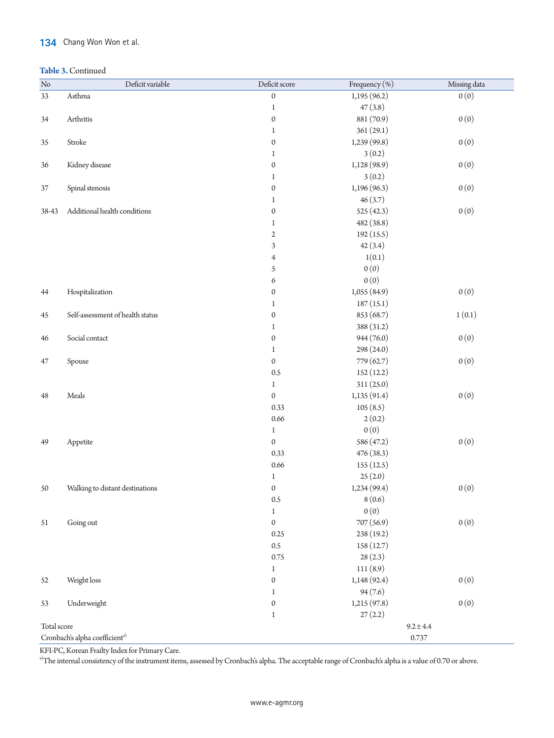**Table 3.** Continued

| No | Deficit variable | Deficit score | Frequency (%) | Missing data |
|---|---|---|---|---|
| 33 | Asthma | 0 | 1,195 (96.2) | 0 (0) |
| | | 1 | 47 (3.8) | |
| 34 | Arthritis | 0 | 881 (70.9) | 0 (0) |
| | | 1 | 361 (29.1) | |
| 35 | Stroke | 0 | 1,239 (99.8) | 0 (0) |
| | | 1 | 3 (0.2) | |
| 36 | Kidney disease | 0 | 1,128 (98.9) | 0 (0) |
| | | 1 | 3 (0.2) | |
| 37 | Spinal stenosis | 0 | 1,196 (96.3) | 0 (0) |
| | | 1 | 46 (3.7) | |
| 38-43 | Additional health conditions | 0 | 525 (42.3) | 0 (0) |
| | | 1 | 482 (38.8) | |
| | | 2 | 192 (15.5) | |
| | | 3 | 42 (3.4) | |
| | | 4 | 1(0.1) | |
| | | 5 | 0 (0) | |
| | | 6 | 0 (0) | |
| 44 | Hospitalization | 0 | 1,055 (84.9) | 0 (0) |
| | | 1 | 187 (15.1) | |
| 45 | Self-assessment of health status | 0 | 853 (68.7) | 1 (0.1) |
| | | 1 | 388 (31.2) | |
| 46 | Social contact | 0 | 944 (76.0) | 0 (0) |
| | | 1 | 298 (24.0) | |
| 47 | Spouse | 0 | 779 (62.7) | 0 (0) |
| | | 0.5 | 152 (12.2) | |
| | | 1 | 311 (25.0) | |
| 48 | Meals | 0 | 1,135 (91.4) | 0 (0) |
| | | 0.33 | 105 (8.5) | |
| | | 0.66 | 2 (0.2) | |
| | | 1 | 0 (0) | |
| 49 | Appetite | 0 | 586 (47.2) | 0 (0) |
| | | 0.33 | 476 (38.3) | |
| | | 0.66 | 155 (12.5) | |
| | | 1 | 25 (2.0) | |
| 50 | Walking to distant destinations | 0 | 1,234 (99.4) | 0 (0) |
| | | 0.5 | 8 (0.6) | |
| | | 1 | 0 (0) | |
| 51 | Going out | 0 | 707 (56.9) | 0 (0) |
| | | 0.25 | 238 (19.2) | |
| | | 0.5 | 158 (12.7) | |
| | | 0.75 | 28 (2.3) | |
| | | 1 | 111 (8.9) | |
| 52 | Weight loss | 0 | 1,148 (92.4) | 0 (0) |
| | | 1 | 94 (7.6) | |
| 53 | Underweight | 0 | 1,215 (97.8) | 0 (0) |
| | | 1 | 27 (2.2) | |
| Total score | | | 9.2 ± 4.4 | |
| Cronbach's alpha coefficient[a)] | | | 0.737 | |

KFI-PC, Korean Frailty Index for Primary Care.

[a)]The internal consistency of the instrument items, assessed by Cronbach's alpha. The acceptable range of Cronbach's alpha is a value of 0.70 or above.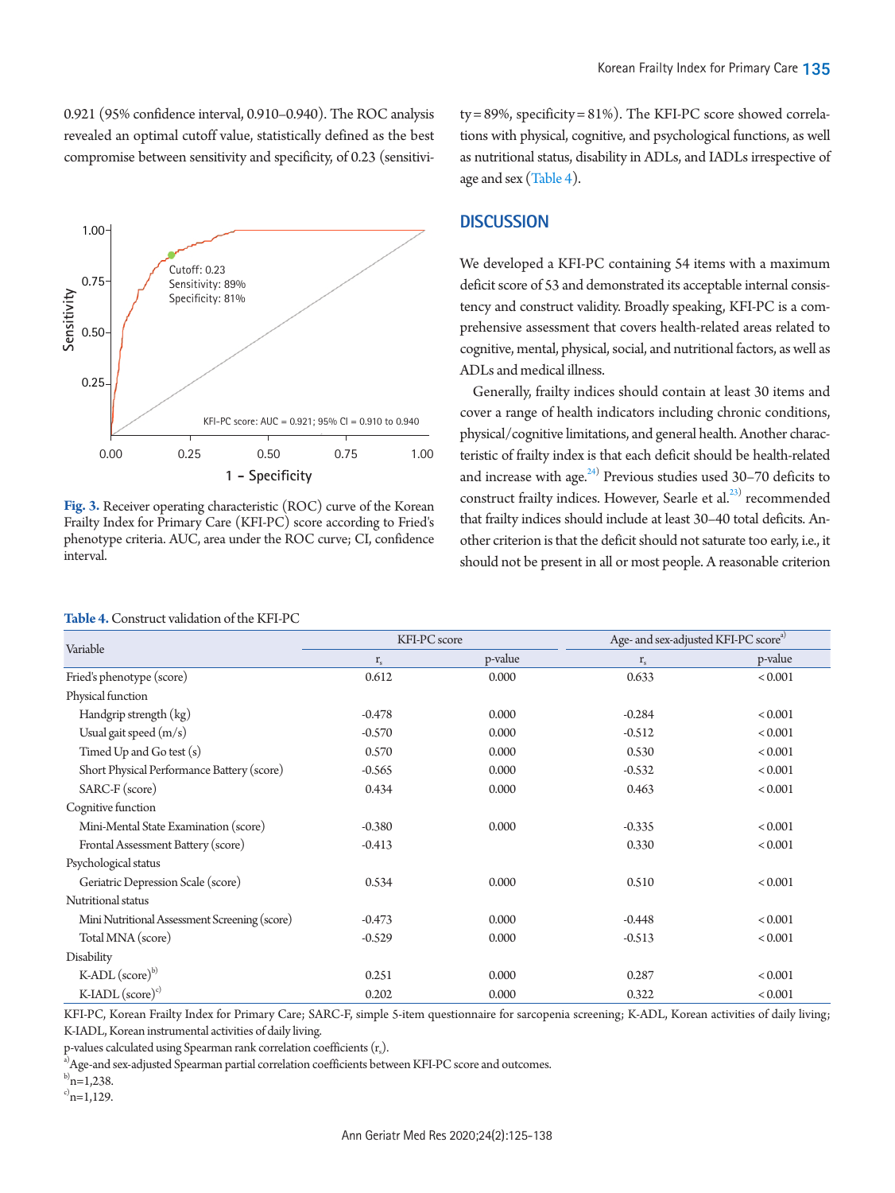0.921 (95% confidence interval, 0.910–0.940). The ROC analysis revealed an optimal cutoff value, statistically defined as the best compromise between sensitivity and specificity, of 0.23 (sensitivity = 89%, specificity = 81%). The KFI-PC score showed correlations with physical, cognitive, and psychological functions, as well as nutritional status, disability in ADLs, and IADLs irrespective of age and sex (Table 4).

**Fig. 3.** Receiver operating characteristic (ROC) curve of the Korean Frailty Index for Primary Care (KFI-PC) score according to Fried's phenotype criteria. AUC, area under the ROC curve; CI, confidence interval.

## DISCUSSION

We developed a KFI-PC containing 54 items with a maximum deficit score of 53 and demonstrated its acceptable internal consistency and construct validity. Broadly speaking, KFI-PC is a comprehensive assessment that covers health-related areas related to cognitive, mental, physical, social, and nutritional factors, as well as ADLs and medical illness.

Generally, frailty indices should contain at least 30 items and cover a range of health indicators including chronic conditions, physical/cognitive limitations, and general health. Another characteristic of frailty index is that each deficit should be health-related and increase with age.[24] Previous studies used 30–70 deficits to construct frailty indices. However, Searle et al.[23] recommended that frailty indices should include at least 30–40 total deficits. Another criterion is that the deficit should not saturate too early, i.e., it should not be present in all or most people. A reasonable criterion

**Table 4.** Construct validation of the KFI-PC

| Variable | KFI-PC score | | Age- and sex-adjusted KFI-PC score[a] | |
|---|---|---|---|---|
| | $r_s$ | p-value | $r_s$ | p-value |
| Fried's phenotype (score) | 0.612 | 0.000 | 0.633 | < 0.001 |
| Physical function | | | | |
| Handgrip strength (kg) | -0.478 | 0.000 | -0.284 | < 0.001 |
| Usual gait speed (m/s) | -0.570 | 0.000 | -0.512 | < 0.001 |
| Timed Up and Go test (s) | 0.570 | 0.000 | 0.530 | < 0.001 |
| Short Physical Performance Battery (score) | -0.565 | 0.000 | -0.532 | < 0.001 |
| SARC-F (score) | 0.434 | 0.000 | 0.463 | < 0.001 |
| Cognitive function | | | | |
| Mini-Mental State Examination (score) | -0.380 | 0.000 | -0.335 | < 0.001 |
| Frontal Assessment Battery (score) | -0.413 | | 0.330 | < 0.001 |
| Psychological status | | | | |
| Geriatric Depression Scale (score) | 0.534 | 0.000 | 0.510 | < 0.001 |
| Nutritional status | | | | |
| Mini Nutritional Assessment Screening (score) | -0.473 | 0.000 | -0.448 | < 0.001 |
| Total MNA (score) | -0.529 | 0.000 | -0.513 | < 0.001 |
| Disability | | | | |
| K-ADL (score)[b] | 0.251 | 0.000 | 0.287 | < 0.001 |
| K-IADL (score)[c] | 0.202 | 0.000 | 0.322 | < 0.001 |

KFI-PC, Korean Frailty Index for Primary Care; SARC-F, simple 5-item questionnaire for sarcopenia screening; K-ADL, Korean activities of daily living; K-IADL, Korean instrumental activities of daily living.

p-values calculated using Spearman rank correlation coefficients ($r_s$).

[a]Age-and sex-adjusted Spearman partial correlation coefficients between KFI-PC score and outcomes.

[b]n=1,238.

[c]n=1,129.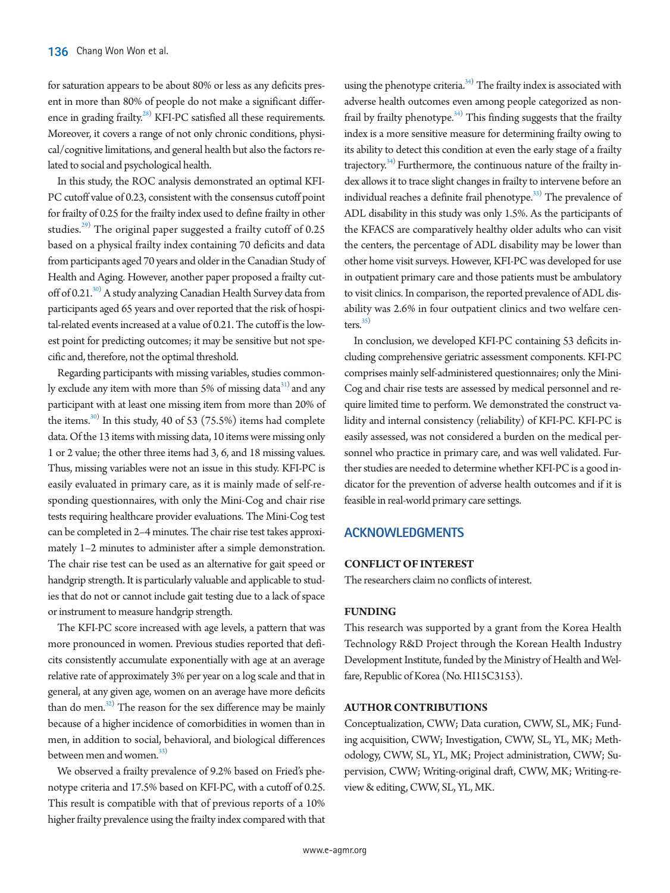for saturation appears to be about 80% or less as any deficits present in more than 80% of people do not make a significant difference in grading frailty.[28] KFI-PC satisfied all these requirements. Moreover, it covers a range of not only chronic conditions, physical/cognitive limitations, and general health but also the factors related to social and psychological health.

In this study, the ROC analysis demonstrated an optimal KFI-PC cutoff value of 0.23, consistent with the consensus cutoff point for frailty of 0.25 for the frailty index used to define frailty in other studies.[29] The original paper suggested a frailty cutoff of 0.25 based on a physical frailty index containing 70 deficits and data from participants aged 70 years and older in the Canadian Study of Health and Aging. However, another paper proposed a frailty cutoff of 0.21.[30] A study analyzing Canadian Health Survey data from participants aged 65 years and over reported that the risk of hospital-related events increased at a value of 0.21. The cutoff is the lowest point for predicting outcomes; it may be sensitive but not specific and, therefore, not the optimal threshold.

Regarding participants with missing variables, studies commonly exclude any item with more than 5% of missing data[31] and any participant with at least one missing item from more than 20% of the items.[30] In this study, 40 of 53 (75.5%) items had complete data. Of the 13 items with missing data, 10 items were missing only 1 or 2 value; the other three items had 3, 6, and 18 missing values. Thus, missing variables were not an issue in this study. KFI-PC is easily evaluated in primary care, as it is mainly made of self-responding questionnaires, with only the Mini-Cog and chair rise tests requiring healthcare provider evaluations. The Mini-Cog test can be completed in 2–4 minutes. The chair rise test takes approximately 1–2 minutes to administer after a simple demonstration. The chair rise test can be used as an alternative for gait speed or handgrip strength. It is particularly valuable and applicable to studies that do not or cannot include gait testing due to a lack of space or instrument to measure handgrip strength.

The KFI-PC score increased with age levels, a pattern that was more pronounced in women. Previous studies reported that deficits consistently accumulate exponentially with age at an average relative rate of approximately 3% per year on a log scale and that in general, at any given age, women on an average have more deficits than do men.[32] The reason for the sex difference may be mainly because of a higher incidence of comorbidities in women than in men, in addition to social, behavioral, and biological differences between men and women.[33]

We observed a frailty prevalence of 9.2% based on Fried's phenotype criteria and 17.5% based on KFI-PC, with a cutoff of 0.25. This result is compatible with that of previous reports of a 10% higher frailty prevalence using the frailty index compared with that using the phenotype criteria.[34] The frailty index is associated with adverse health outcomes even among people categorized as non-frail by frailty phenotype.[34] This finding suggests that the frailty index is a more sensitive measure for determining frailty owing to its ability to detect this condition at even the early stage of a frailty trajectory.[34] Furthermore, the continuous nature of the frailty index allows it to trace slight changes in frailty to intervene before an individual reaches a definite frail phenotype.[33] The prevalence of ADL disability in this study was only 1.5%. As the participants of the KFACS are comparatively healthy older adults who can visit the centers, the percentage of ADL disability may be lower than other home visit surveys. However, KFI-PC was developed for use in outpatient primary care and those patients must be ambulatory to visit clinics. In comparison, the reported prevalence of ADL disability was 2.6% in four outpatient clinics and two welfare centers.[35]

In conclusion, we developed KFI-PC containing 53 deficits including comprehensive geriatric assessment components. KFI-PC comprises mainly self-administered questionnaires; only the Mini-Cog and chair rise tests are assessed by medical personnel and require limited time to perform. We demonstrated the construct validity and internal consistency (reliability) of KFI-PC. KFI-PC is easily assessed, was not considered a burden on the medical personnel who practice in primary care, and was well validated. Further studies are needed to determine whether KFI-PC is a good indicator for the prevention of adverse health outcomes and if it is feasible in real-world primary care settings.

## ACKNOWLEDGMENTS

### CONFLICT OF INTEREST

The researchers claim no conflicts of interest.

### FUNDING

This research was supported by a grant from the Korea Health Technology R&D Project through the Korean Health Industry Development Institute, funded by the Ministry of Health and Welfare, Republic of Korea (No. HI15C3153).

### AUTHOR CONTRIBUTIONS

Conceptualization, CWW; Data curation, CWW, SL, MK; Funding acquisition, CWW; Investigation, CWW, SL, YL, MK; Methodology, CWW, SL, YL, MK; Project administration, CWW; Supervision, CWW; Writing-original draft, CWW, MK; Writing-review & editing, CWW, SL, YL, MK.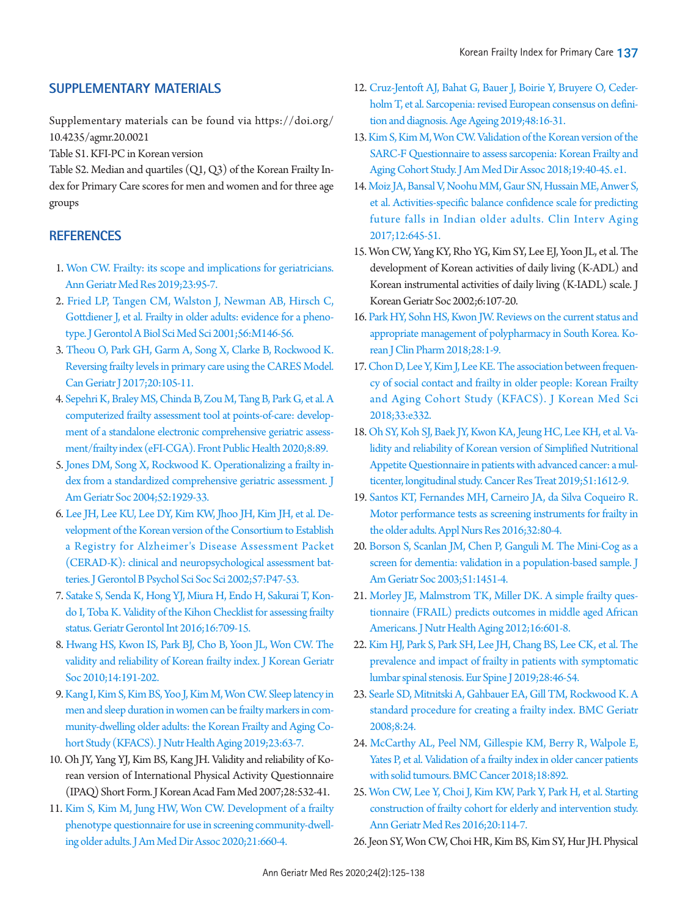## SUPPLEMENTARY MATERIALS

Supplementary materials can be found via https://doi.org/10.4235/agmr.20.0021

Table S1. KFI-PC in Korean version

Table S2. Median and quartiles (Q1, Q3) of the Korean Frailty Index for Primary Care scores for men and women and for three age groups

## REFERENCES

1. Won CW. Frailty: its scope and implications for geriatricians. Ann Geriatr Med Res 2019;23:95-7.
2. Fried LP, Tangen CM, Walston J, Newman AB, Hirsch C, Gottdiener J, et al. Frailty in older adults: evidence for a phenotype. J Gerontol A Biol Sci Med Sci 2001;56:M146-56.
3. Theou O, Park GH, Garm A, Song X, Clarke B, Rockwood K. Reversing frailty levels in primary care using the CARES Model. Can Geriatr J 2017;20:105-11.
4. Sepehri K, Braley MS, Chinda B, Zou M, Tang B, Park G, et al. A computerized frailty assessment tool at points-of-care: development of a standalone electronic comprehensive geriatric assessment/frailty index (eFI-CGA). Front Public Health 2020;8:89.
5. Jones DM, Song X, Rockwood K. Operationalizing a frailty index from a standardized comprehensive geriatric assessment. J Am Geriatr Soc 2004;52:1929-33.
6. Lee JH, Lee KU, Lee DY, Kim KW, Jhoo JH, Kim JH, et al. Development of the Korean version of the Consortium to Establish a Registry for Alzheimer's Disease Assessment Packet (CERAD-K): clinical and neuropsychological assessment batteries. J Gerontol B Psychol Sci Soc Sci 2002;57:P47-53.
7. Satake S, Senda K, Hong YJ, Miura H, Endo H, Sakurai T, Kondo I, Toba K. Validity of the Kihon Checklist for assessing frailty status. Geriatr Gerontol Int 2016;16:709-15.
8. Hwang HS, Kwon IS, Park BJ, Cho B, Yoon JL, Won CW. The validity and reliability of Korean frailty index. J Korean Geriatr Soc 2010;14:191-202.
9. Kang I, Kim S, Kim BS, Yoo J, Kim M, Won CW. Sleep latency in men and sleep duration in women can be frailty markers in community-dwelling older adults: the Korean Frailty and Aging Cohort Study (KFACS). J Nutr Health Aging 2019;23:63-7.
10. Oh JY, Yang YJ, Kim BS, Kang JH. Validity and reliability of Korean version of International Physical Activity Questionnaire (IPAQ) Short Form. J Korean Acad Fam Med 2007;28:532-41.
11. Kim S, Kim M, Jung HW, Won CW. Development of a frailty phenotype questionnaire for use in screening community-dwelling older adults. J Am Med Dir Assoc 2020;21:660-4.
12. Cruz-Jentoft AJ, Bahat G, Bauer J, Boirie Y, Bruyere O, Cederholm T, et al. Sarcopenia: revised European consensus on definition and diagnosis. Age Ageing 2019;48:16-31.
13. Kim S, Kim M, Won CW. Validation of the Korean version of the SARC-F Questionnaire to assess sarcopenia: Korean Frailty and Aging Cohort Study. J Am Med Dir Assoc 2018;19:40-45. e1.
14. Moiz JA, Bansal V, Noohu MM, Gaur SN, Hussain ME, Anwer S, et al. Activities-specific balance confidence scale for predicting future falls in Indian older adults. Clin Interv Aging 2017;12:645-51.
15. Won CW, Yang KY, Rho YG, Kim SY, Lee EJ, Yoon JL, et al. The development of Korean activities of daily living (K-ADL) and Korean instrumental activities of daily living (K-IADL) scale. J Korean Geriatr Soc 2002;6:107-20.
16. Park HY, Sohn HS, Kwon JW. Reviews on the current status and appropriate management of polypharmacy in South Korea. Korean J Clin Pharm 2018;28:1-9.
17. Chon D, Lee Y, Kim J, Lee KE. The association between frequency of social contact and frailty in older people: Korean Frailty and Aging Cohort Study (KFACS). J Korean Med Sci 2018;33:e332.
18. Oh SY, Koh SJ, Baek JY, Kwon KA, Jeung HC, Lee KH, et al. Validity and reliability of Korean version of Simplified Nutritional Appetite Questionnaire in patients with advanced cancer: a multicenter, longitudinal study. Cancer Res Treat 2019;51:1612-9.
19. Santos KT, Fernandes MH, Carneiro JA, da Silva Coqueiro R. Motor performance tests as screening instruments for frailty in the older adults. Appl Nurs Res 2016;32:80-4.
20. Borson S, Scanlan JM, Chen P, Ganguli M. The Mini-Cog as a screen for dementia: validation in a population-based sample. J Am Geriatr Soc 2003;51:1451-4.
21. Morley JE, Malmstrom TK, Miller DK. A simple frailty questionnaire (FRAIL) predicts outcomes in middle aged African Americans. J Nutr Health Aging 2012;16:601-8.
22. Kim HJ, Park S, Park SH, Lee JH, Chang BS, Lee CK, et al. The prevalence and impact of frailty in patients with symptomatic lumbar spinal stenosis. Eur Spine J 2019;28:46-54.
23. Searle SD, Mitnitski A, Gahbauer EA, Gill TM, Rockwood K. A standard procedure for creating a frailty index. BMC Geriatr 2008;8:24.
24. McCarthy AL, Peel NM, Gillespie KM, Berry R, Walpole E, Yates P, et al. Validation of a frailty index in older cancer patients with solid tumours. BMC Cancer 2018;18:892.
25. Won CW, Lee Y, Choi J, Kim KW, Park Y, Park H, et al. Starting construction of frailty cohort for elderly and intervention study. Ann Geriatr Med Res 2016;20:114-7.
26. Jeon SY, Won CW, Choi HR, Kim BS, Kim SY, Hur JH. Physical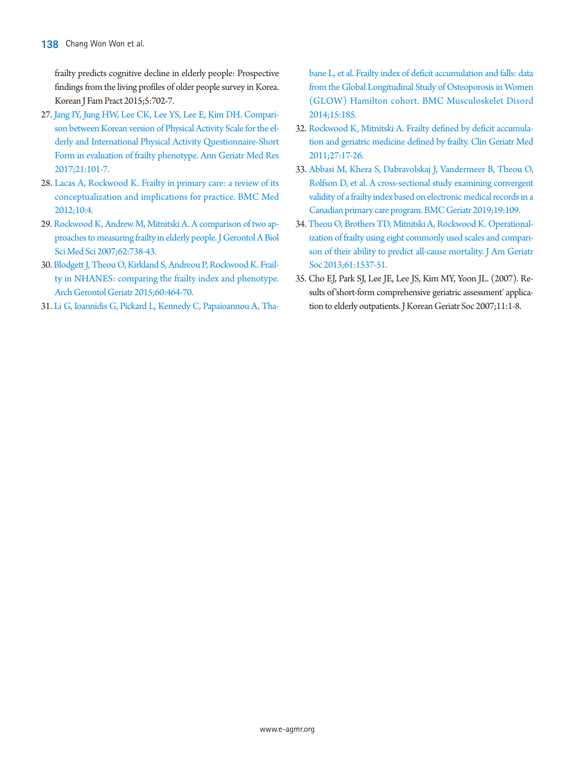frailty predicts cognitive decline in elderly people: Prospective findings from the living profiles of older people survey in Korea. Korean J Fam Pract 2015;5:702-7.

27. Jang IY, Jung HW, Lee CK, Lee YS, Lee E, Kim DH. Comparison between Korean version of Physical Activity Scale for the elderly and International Physical Activity Questionnaire-Short Form in evaluation of frailty phenotype. Ann Geriatr Med Res 2017;21:101-7.
28. Lacas A, Rockwood K. Frailty in primary care: a review of its conceptualization and implications for practice. BMC Med 2012;10:4.
29. Rockwood K, Andrew M, Mitnitski A. A comparison of two approaches to measuring frailty in elderly people. J Gerontol A Biol Sci Med Sci 2007;62:738-43.
30. Blodgett J, Theou O, Kirkland S, Andreou P, Rockwood K. Frailty in NHANES: comparing the frailty index and phenotype. Arch Gerontol Geriatr 2015;60:464-70.
31. Li G, Ioannidis G, Pickard L, Kennedy C, Papaioannou A, Thabane L, et al. Frailty index of deficit accumulation and falls: data from the Global Longitudinal Study of Osteoporosis in Women (GLOW) Hamilton cohort. BMC Musculoskelet Disord 2014;15:185.
32. Rockwood K, Mitnitski A. Frailty defined by deficit accumulation and geriatric medicine defined by frailty. Clin Geriatr Med 2011;27:17-26.
33. Abbasi M, Khera S, Dabravolskaj J, Vandermeer B, Theou O, Rolfson D, et al. A cross-sectional study examining convergent validity of a frailty index based on electronic medical records in a Canadian primary care program. BMC Geriatr 2019;19:109.
34. Theou O, Brothers TD, Mitnitski A, Rockwood K. Operationalization of frailty using eight commonly used scales and comparison of their ability to predict all-cause mortality. J Am Geriatr Soc 2013;61:1537-51.
35. Cho EJ, Park SJ, Lee JE, Lee JS, Kim MY, Yoon JL. (2007). Results of 'short-form comprehensive geriatric assessment' application to elderly outpatients. J Korean Geriatr Soc 2007;11:1-8.